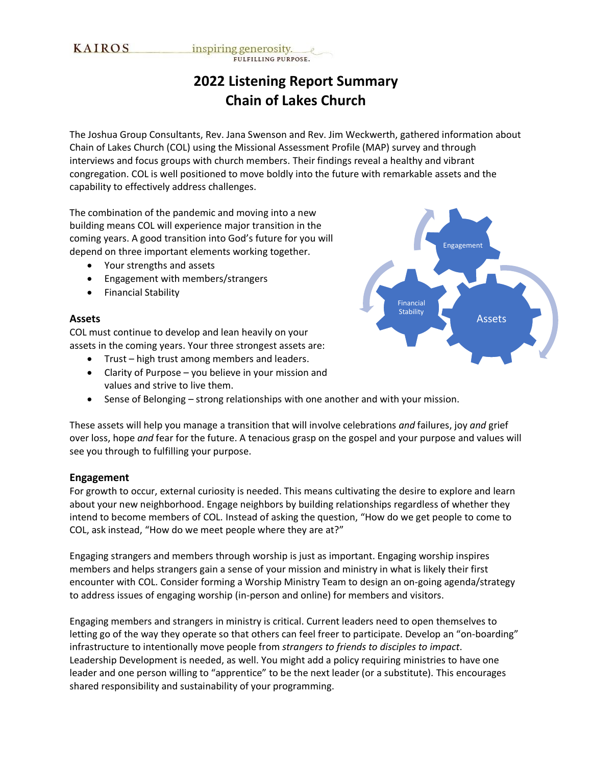KAIROS inspiring generosity. FULFILLING PURPOSE.

# 2022 Listening Report Summary
# Chain of Lakes Church

The Joshua Group Consultants, Rev. Jana Swenson and Rev. Jim Weckwerth, gathered information about Chain of Lakes Church (COL) using the Missional Assessment Profile (MAP) survey and through interviews and focus groups with church members. Their findings reveal a healthy and vibrant congregation. COL is well positioned to move boldly into the future with remarkable assets and the capability to effectively address challenges.

The combination of the pandemic and moving into a new building means COL will experience major transition in the coming years. A good transition into God's future for you will depend on three important elements working together.

- Your strengths and assets
- Engagement with members/strangers
- Financial Stability

Engagement

Financial Stability

Assets

### Assets

COL must continue to develop and lean heavily on your assets in the coming years. Your three strongest assets are:

- Trust – high trust among members and leaders.
- Clarity of Purpose – you believe in your mission and values and strive to live them.
- Sense of Belonging – strong relationships with one another and with your mission.

These assets will help you manage a transition that will involve celebrations *and* failures, joy *and* grief over loss, hope *and* fear for the future. A tenacious grasp on the gospel and your purpose and values will see you through to fulfilling your purpose.

### Engagement

For growth to occur, external curiosity is needed. This means cultivating the desire to explore and learn about your new neighborhood. Engage neighbors by building relationships regardless of whether they intend to become members of COL. Instead of asking the question, "How do we get people to come to COL, ask instead, "How do we meet people where they are at?"

Engaging strangers and members through worship is just as important. Engaging worship inspires members and helps strangers gain a sense of your mission and ministry in what is likely their first encounter with COL. Consider forming a Worship Ministry Team to design an on-going agenda/strategy to address issues of engaging worship (in-person and online) for members and visitors.

Engaging members and strangers in ministry is critical. Current leaders need to open themselves to letting go of the way they operate so that others can feel freer to participate. Develop an "on-boarding" infrastructure to intentionally move people from *strangers to friends to disciples to impact*. Leadership Development is needed, as well. You might add a policy requiring ministries to have one leader and one person willing to "apprentice" to be the next leader (or a substitute). This encourages shared responsibility and sustainability of your programming.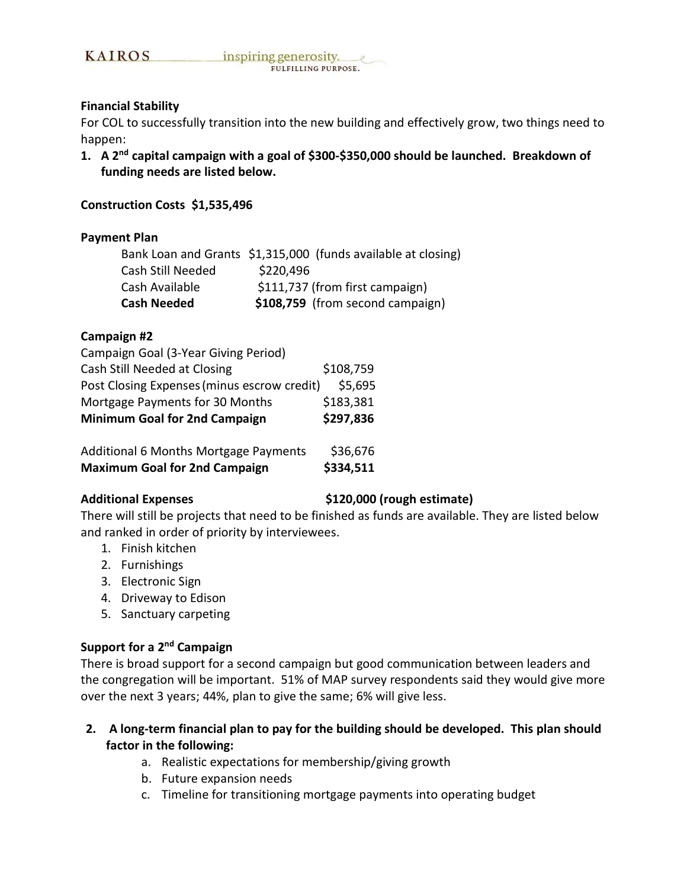### Financial Stability

For COL to successfully transition into the new building and effectively grow, two things need to happen:

1. **A 2nd capital campaign with a goal of $300-$350,000 should be launched. Breakdown of funding needs are listed below.**

**Construction Costs $1,535,496**

**Payment Plan**

| | | |
|---|---|---|
| Bank Loan and Grants | $1,315,000 | (funds available at closing) |
| Cash Still Needed | $220,496 | |
| Cash Available | $111,737 | (from first campaign) |
| **Cash Needed** | **$108,759** | (from second campaign) |

**Campaign #2**

| | |
|---|---|
| Campaign Goal (3-Year Giving Period) | |
| Cash Still Needed at Closing | $108,759 |
| Post Closing Expenses (minus escrow credit) | $5,695 |
| Mortgage Payments for 30 Months | $183,381 |
| **Minimum Goal for 2nd Campaign** | **$297,836** |
| Additional 6 Months Mortgage Payments | $36,676 |
| **Maximum Goal for 2nd Campaign** | **$334,511** |

**Additional Expenses $120,000 (rough estimate)**

There will still be projects that need to be finished as funds are available. They are listed below and ranked in order of priority by interviewees.

1. Finish kitchen
2. Furnishings
3. Electronic Sign
4. Driveway to Edison
5. Sanctuary carpeting

**Support for a 2nd Campaign**

There is broad support for a second campaign but good communication between leaders and the congregation will be important. 51% of MAP survey respondents said they would give more over the next 3 years; 44%, plan to give the same; 6% will give less.

2. **A long-term financial plan to pay for the building should be developed. This plan should factor in the following:**
   a. Realistic expectations for membership/giving growth
   b. Future expansion needs
   c. Timeline for transitioning mortgage payments into operating budget